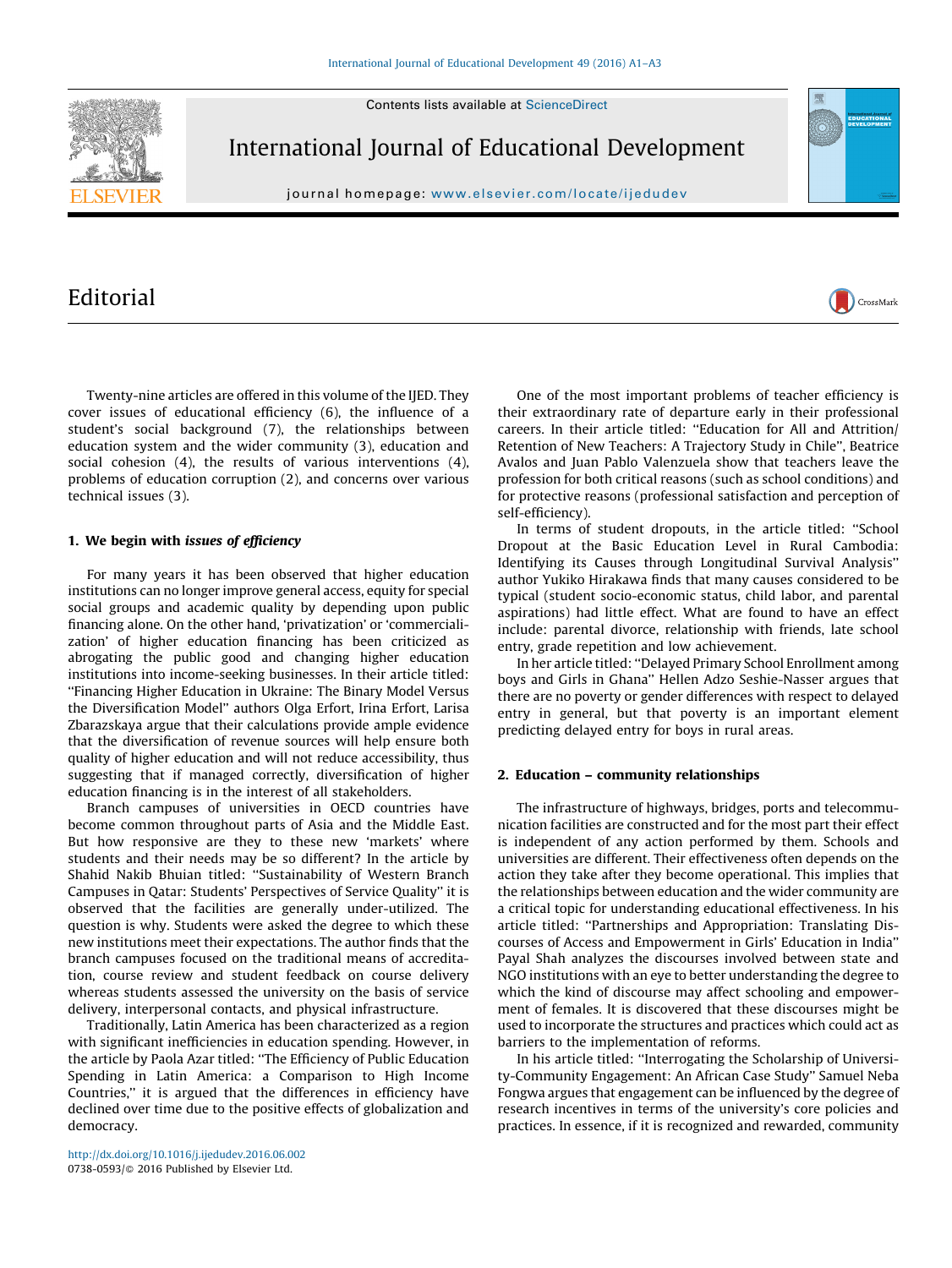# Editorial

Twenty-nine articles are offered in this volume of the IJED. They cover issues of educational efficiency (6), the influence of a student's social background (7), the relationships between education system and the wider community (3), education and social cohesion (4), the results of various interventions (4), problems of education corruption (2), and concerns over various technical issues (3).

## 1. We begin with *issues of efficiency*

For many years it has been observed that higher education institutions can no longer improve general access, equity for special social groups and academic quality by depending upon public financing alone. On the other hand, 'privatization' or 'commercialization' of higher education financing has been criticized as abrogating the public good and changing higher education institutions into income-seeking businesses. In their article titled: "Financing Higher Education in Ukraine: The Binary Model Versus the Diversification Model" authors Olga Erfort, Irina Erfort, Larisa Zbarazskaya argue that their calculations provide ample evidence that the diversification of revenue sources will help ensure both quality of higher education and will not reduce accessibility, thus suggesting that if managed correctly, diversification of higher education financing is in the interest of all stakeholders.

Branch campuses of universities in OECD countries have become common throughout parts of Asia and the Middle East. But how responsive are they to these new 'markets' where students and their needs may be so different? In the article by Shahid Nakib Bhuian titled: "Sustainability of Western Branch Campuses in Qatar: Students' Perspectives of Service Quality" it is observed that the facilities are generally under-utilized. The question is why. Students were asked the degree to which these new institutions meet their expectations. The author finds that the branch campuses focused on the traditional means of accreditation, course review and student feedback on course delivery whereas students assessed the university on the basis of service delivery, interpersonal contacts, and physical infrastructure.

Traditionally, Latin America has been characterized as a region with significant inefficiencies in education spending. However, in the article by Paola Azar titled: "The Efficiency of Public Education Spending in Latin America: a Comparison to High Income Countries," it is argued that the differences in efficiency have declined over time due to the positive effects of globalization and democracy.

One of the most important problems of teacher efficiency is their extraordinary rate of departure early in their professional careers. In their article titled: "Education for All and Attrition/Retention of New Teachers: A Trajectory Study in Chile", Beatrice Avalos and Juan Pablo Valenzuela show that teachers leave the profession for both critical reasons (such as school conditions) and for protective reasons (professional satisfaction and perception of self-efficiency).

In terms of student dropouts, in the article titled: "School Dropout at the Basic Education Level in Rural Cambodia: Identifying its Causes through Longitudinal Survival Analysis" author Yukiko Hirakawa finds that many causes considered to be typical (student socio-economic status, child labor, and parental aspirations) had little effect. What are found to have an effect include: parental divorce, relationship with friends, late school entry, grade repetition and low achievement.

In her article titled: "Delayed Primary School Enrollment among boys and Girls in Ghana" Hellen Adzo Seshie-Nasser argues that there are no poverty or gender differences with respect to delayed entry in general, but that poverty is an important element predicting delayed entry for boys in rural areas.

## 2. Education – community relationships

The infrastructure of highways, bridges, ports and telecommunication facilities are constructed and for the most part their effect is independent of any action performed by them. Schools and universities are different. Their effectiveness often depends on the action they take after they become operational. This implies that the relationships between education and the wider community are a critical topic for understanding educational effectiveness. In his article titled: "Partnerships and Appropriation: Translating Discourses of Access and Empowerment in Girls' Education in India" Payal Shah analyzes the discourses involved between state and NGO institutions with an eye to better understanding the degree to which the kind of discourse may affect schooling and empowerment of females. It is discovered that these discourses might be used to incorporate the structures and practices which could act as barriers to the implementation of reforms.

In his article titled: "Interrogating the Scholarship of University-Community Engagement: An African Case Study" Samuel Neba Fongwa argues that engagement can be influenced by the degree of research incentives in terms of the university's core policies and practices. In essence, if it is recognized and rewarded, community

http://dx.doi.org/10.1016/j.ijedudev.2016.06.002
0738-0593/© 2016 Published by Elsevier Ltd.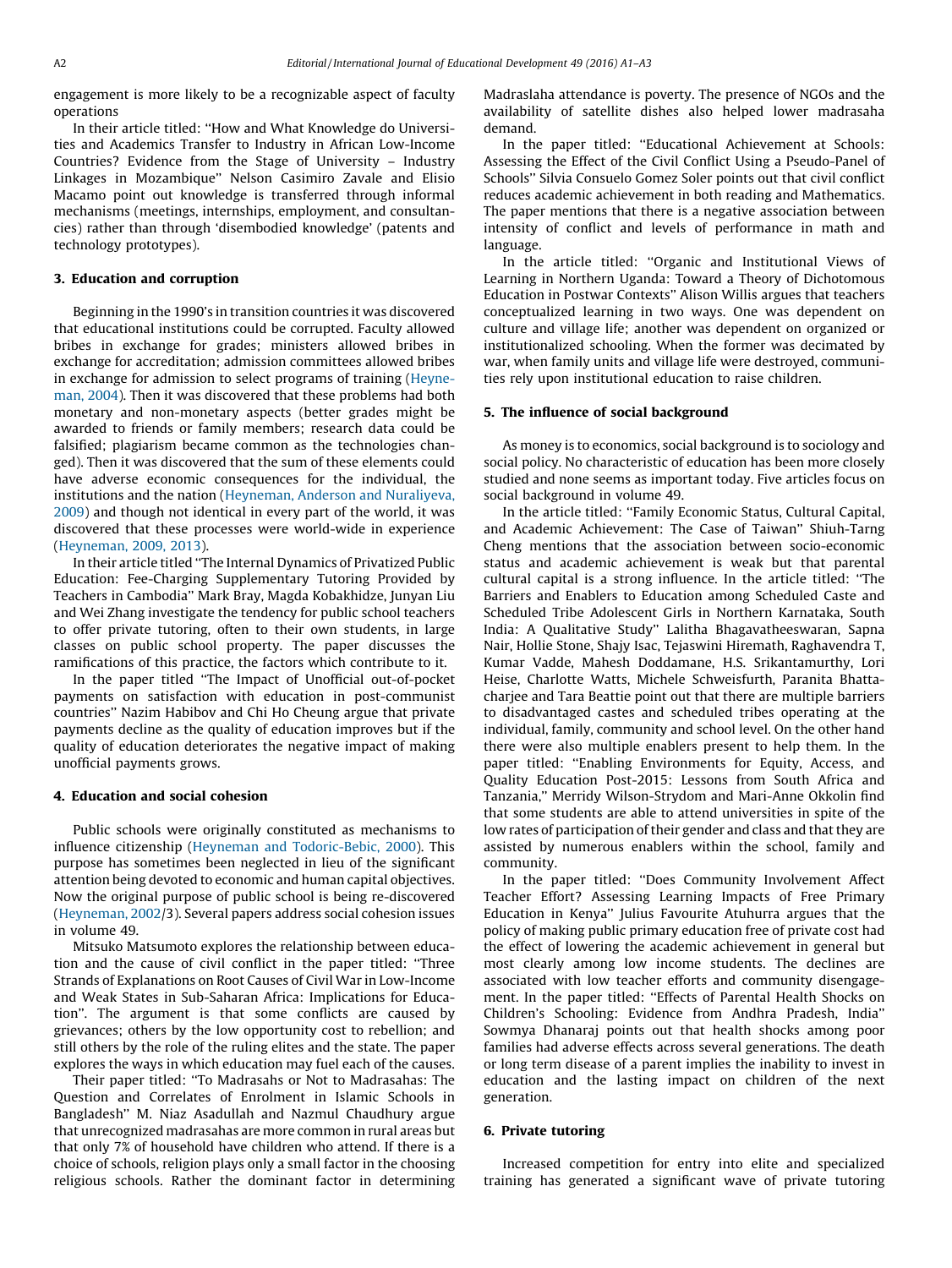engagement is more likely to be a recognizable aspect of faculty operations

In their article titled: ''How and What Knowledge do Universities and Academics Transfer to Industry in African Low-Income Countries? Evidence from the Stage of University – Industry Linkages in Mozambique'' Nelson Casimiro Zavale and Elisio Macamo point out knowledge is transferred through informal mechanisms (meetings, internships, employment, and consultancies) rather than through 'disembodied knowledge' (patents and technology prototypes).

## 3. Education and corruption

Beginning in the 1990's in transition countries it was discovered that educational institutions could be corrupted. Faculty allowed bribes in exchange for grades; ministers allowed bribes in exchange for accreditation; admission committees allowed bribes in exchange for admission to select programs of training (Heyneman, 2004). Then it was discovered that these problems had both monetary and non-monetary aspects (better grades might be awarded to friends or family members; research data could be falsified; plagiarism became common as the technologies changed). Then it was discovered that the sum of these elements could have adverse economic consequences for the individual, the institutions and the nation (Heyneman, Anderson and Nuraliyeva, 2009) and though not identical in every part of the world, it was discovered that these processes were world-wide in experience (Heyneman, 2009, 2013).

In their article titled ''The Internal Dynamics of Privatized Public Education: Fee-Charging Supplementary Tutoring Provided by Teachers in Cambodia'' Mark Bray, Magda Kobakhidze, Junyan Liu and Wei Zhang investigate the tendency for public school teachers to offer private tutoring, often to their own students, in large classes on public school property. The paper discusses the ramifications of this practice, the factors which contribute to it.

In the paper titled ''The Impact of Unofficial out-of-pocket payments on satisfaction with education in post-communist countries'' Nazim Habibov and Chi Ho Cheung argue that private payments decline as the quality of education improves but if the quality of education deteriorates the negative impact of making unofficial payments grows.

## 4. Education and social cohesion

Public schools were originally constituted as mechanisms to influence citizenship (Heyneman and Todoric-Bebic, 2000). This purpose has sometimes been neglected in lieu of the significant attention being devoted to economic and human capital objectives. Now the original purpose of public school is being re-discovered (Heyneman, 2002/3). Several papers address social cohesion issues in volume 49.

Mitsuko Matsumoto explores the relationship between education and the cause of civil conflict in the paper titled: ''Three Strands of Explanations on Root Causes of Civil War in Low-Income and Weak States in Sub-Saharan Africa: Implications for Education''. The argument is that some conflicts are caused by grievances; others by the low opportunity cost to rebellion; and still others by the role of the ruling elites and the state. The paper explores the ways in which education may fuel each of the causes.

Their paper titled: ''To Madrasahs or Not to Madrasahas: The Question and Correlates of Enrolment in Islamic Schools in Bangladesh'' M. Niaz Asadullah and Nazmul Chaudhury argue that unrecognized madrasahas are more common in rural areas but that only 7% of household have children who attend. If there is a choice of schools, religion plays only a small factor in the choosing religious schools. Rather the dominant factor in determining Madraslaha attendance is poverty. The presence of NGOs and the availability of satellite dishes also helped lower madrasaha demand.

In the paper titled: ''Educational Achievement at Schools: Assessing the Effect of the Civil Conflict Using a Pseudo-Panel of Schools'' Silvia Consuelo Gomez Soler points out that civil conflict reduces academic achievement in both reading and Mathematics. The paper mentions that there is a negative association between intensity of conflict and levels of performance in math and language.

In the article titled: ''Organic and Institutional Views of Learning in Northern Uganda: Toward a Theory of Dichotomous Education in Postwar Contexts'' Alison Willis argues that teachers conceptualized learning in two ways. One was dependent on culture and village life; another was dependent on organized or institutionalized schooling. When the former was decimated by war, when family units and village life were destroyed, communities rely upon institutional education to raise children.

## 5. The influence of social background

As money is to economics, social background is to sociology and social policy. No characteristic of education has been more closely studied and none seems as important today. Five articles focus on social background in volume 49.

In the article titled: ''Family Economic Status, Cultural Capital, and Academic Achievement: The Case of Taiwan'' Shiuh-Tarng Cheng mentions that the association between socio-economic status and academic achievement is weak but that parental cultural capital is a strong influence. In the article titled: ''The Barriers and Enablers to Education among Scheduled Caste and Scheduled Tribe Adolescent Girls in Northern Karnataka, South India: A Qualitative Study'' Lalitha Bhagavatheeswaran, Sapna Nair, Hollie Stone, Shajy Isac, Tejaswini Hiremath, Raghavendra T, Kumar Vadde, Mahesh Doddamane, H.S. Srikantamurthy, Lori Heise, Charlotte Watts, Michele Schweisfurth, Paranita Bhattacharjee and Tara Beattie point out that there are multiple barriers to disadvantaged castes and scheduled tribes operating at the individual, family, community and school level. On the other hand there were also multiple enablers present to help them. In the paper titled: ''Enabling Environments for Equity, Access, and Quality Education Post-2015: Lessons from South Africa and Tanzania,'' Merridy Wilson-Strydom and Mari-Anne Okkolin find that some students are able to attend universities in spite of the low rates of participation of their gender and class and that they are assisted by numerous enablers within the school, family and community.

In the paper titled: ''Does Community Involvement Affect Teacher Effort? Assessing Learning Impacts of Free Primary Education in Kenya'' Julius Favourite Atuhurra argues that the policy of making public primary education free of private cost had the effect of lowering the academic achievement in general but most clearly among low income students. The declines are associated with low teacher efforts and community disengagement. In the paper titled: ''Effects of Parental Health Shocks on Children's Schooling: Evidence from Andhra Pradesh, India'' Sowmya Dhanaraj points out that health shocks among poor families had adverse effects across several generations. The death or long term disease of a parent implies the inability to invest in education and the lasting impact on children of the next generation.

## 6. Private tutoring

Increased competition for entry into elite and specialized training has generated a significant wave of private tutoring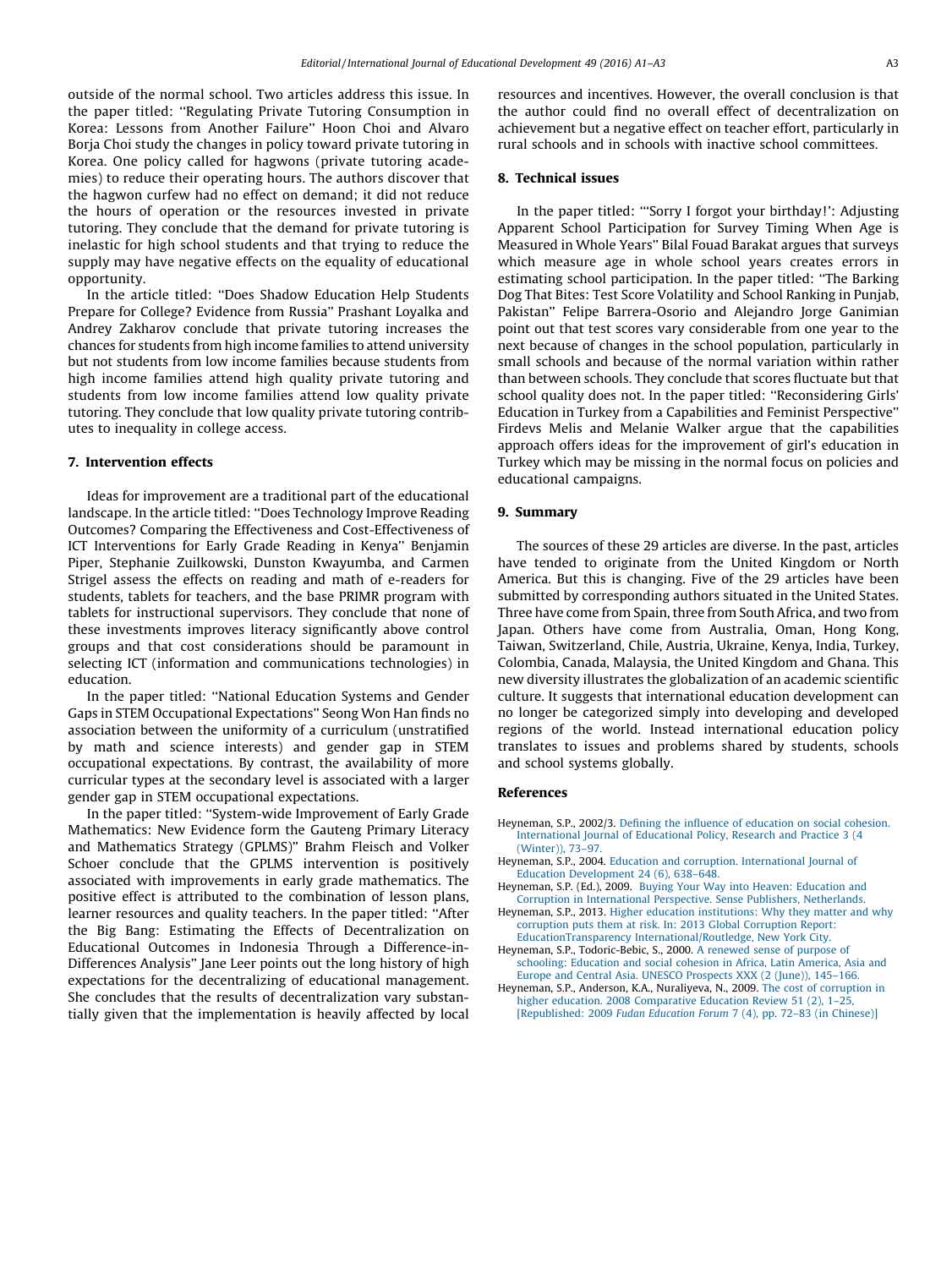outside of the normal school. Two articles address this issue. In the paper titled: ''Regulating Private Tutoring Consumption in Korea: Lessons from Another Failure'' Hoon Choi and Alvaro Borja Choi study the changes in policy toward private tutoring in Korea. One policy called for hagwons (private tutoring academies) to reduce their operating hours. The authors discover that the hagwon curfew had no effect on demand; it did not reduce the hours of operation or the resources invested in private tutoring. They conclude that the demand for private tutoring is inelastic for high school students and that trying to reduce the supply may have negative effects on the equality of educational opportunity.

In the article titled: ''Does Shadow Education Help Students Prepare for College? Evidence from Russia'' Prashant Loyalka and Andrey Zakharov conclude that private tutoring increases the chances for students from high income families to attend university but not students from low income families because students from high income families attend high quality private tutoring and students from low income families attend low quality private tutoring. They conclude that low quality private tutoring contributes to inequality in college access.

## 7. Intervention effects

Ideas for improvement are a traditional part of the educational landscape. In the article titled: ''Does Technology Improve Reading Outcomes? Comparing the Effectiveness and Cost-Effectiveness of ICT Interventions for Early Grade Reading in Kenya'' Benjamin Piper, Stephanie Zuilkowski, Dunston Kwayumba, and Carmen Strigel assess the effects on reading and math of e-readers for students, tablets for teachers, and the base PRIMR program with tablets for instructional supervisors. They conclude that none of these investments improves literacy significantly above control groups and that cost considerations should be paramount in selecting ICT (information and communications technologies) in education.

In the paper titled: ''National Education Systems and Gender Gaps in STEM Occupational Expectations'' Seong Won Han finds no association between the uniformity of a curriculum (unstratified by math and science interests) and gender gap in STEM occupational expectations. By contrast, the availability of more curricular types at the secondary level is associated with a larger gender gap in STEM occupational expectations.

In the paper titled: ''System-wide Improvement of Early Grade Mathematics: New Evidence form the Gauteng Primary Literacy and Mathematics Strategy (GPLMS)'' Brahm Fleisch and Volker Schoer conclude that the GPLMS intervention is positively associated with improvements in early grade mathematics. The positive effect is attributed to the combination of lesson plans, learner resources and quality teachers. In the paper titled: ''After the Big Bang: Estimating the Effects of Decentralization on Educational Outcomes in Indonesia Through a Difference-in-Differences Analysis'' Jane Leer points out the long history of high expectations for the decentralizing of educational management. She concludes that the results of decentralization vary substantially given that the implementation is heavily affected by local resources and incentives. However, the overall conclusion is that the author could find no overall effect of decentralization on achievement but a negative effect on teacher effort, particularly in rural schools and in schools with inactive school committees.

## 8. Technical issues

In the paper titled: '''Sorry I forgot your birthday!': Adjusting Apparent School Participation for Survey Timing When Age is Measured in Whole Years'' Bilal Fouad Barakat argues that surveys which measure age in whole school years creates errors in estimating school participation. In the paper titled: ''The Barking Dog That Bites: Test Score Volatility and School Ranking in Punjab, Pakistan'' Felipe Barrera-Osorio and Alejandro Jorge Ganimian point out that test scores vary considerable from one year to the next because of changes in the school population, particularly in small schools and because of the normal variation within rather than between schools. They conclude that scores fluctuate but that school quality does not. In the paper titled: ''Reconsidering Girls' Education in Turkey from a Capabilities and Feminist Perspective'' Firdevs Melis and Melanie Walker argue that the capabilities approach offers ideas for the improvement of girl's education in Turkey which may be missing in the normal focus on policies and educational campaigns.

## 9. Summary

The sources of these 29 articles are diverse. In the past, articles have tended to originate from the United Kingdom or North America. But this is changing. Five of the 29 articles have been submitted by corresponding authors situated in the United States. Three have come from Spain, three from South Africa, and two from Japan. Others have come from Australia, Oman, Hong Kong, Taiwan, Switzerland, Chile, Austria, Ukraine, Kenya, India, Turkey, Colombia, Canada, Malaysia, the United Kingdom and Ghana. This new diversity illustrates the globalization of an academic scientific culture. It suggests that international education development can no longer be categorized simply into developing and developed regions of the world. Instead international education policy translates to issues and problems shared by students, schools and school systems globally.

## References

- Heyneman, S.P., 2002/3. Defining the influence of education on social cohesion. International Journal of Educational Policy, Research and Practice 3 (4 (Winter)), 73–97.
- Heyneman, S.P., 2004. Education and corruption. International Journal of Education Development 24 (6), 638–648.
- Heyneman, S.P. (Ed.), 2009. Buying Your Way into Heaven: Education and Corruption in International Perspective. Sense Publishers, Netherlands.
- Heyneman, S.P., 2013. Higher education institutions: Why they matter and why corruption puts them at risk. In: 2013 Global Corruption Report: EducationTransparency International/Routledge, New York City.
- Heyneman, S.P., Todoric-Bebic, S., 2000. A renewed sense of purpose of schooling: Education and social cohesion in Africa, Latin America, Asia and Europe and Central Asia. UNESCO Prospects XXX (2 (June)), 145–166.
- Heyneman, S.P., Anderson, K.A., Nuraliyeva, N., 2009. The cost of corruption in higher education. 2008 Comparative Education Review 51 (2), 1–25, [Republished: 2009 *Fudan Education Forum* 7 (4), pp. 72–83 (in Chinese)]